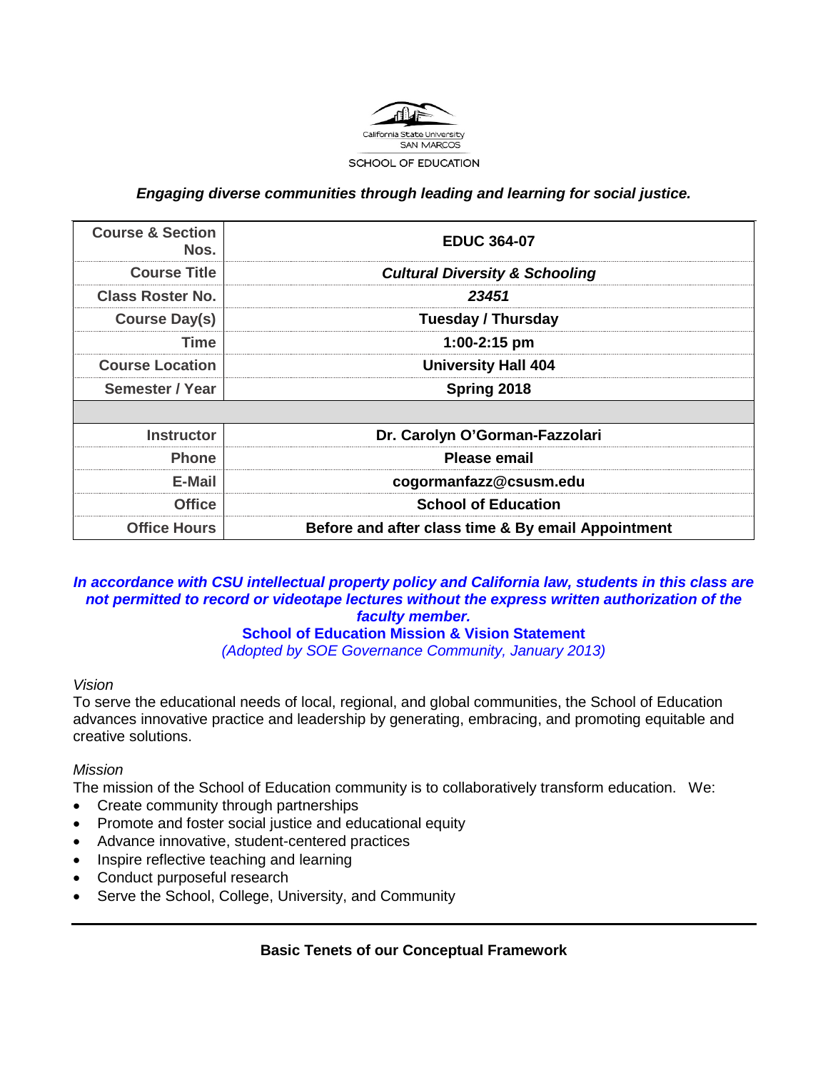California State University
SAN MARCOS
SCHOOL OF EDUCATION

***Engaging diverse communities through leading and learning for social justice.***

| | |
|---|---|
| **Course & Section Nos.** | **EDUC 364-07** |
| **Course Title** | ***Cultural Diversity & Schooling*** |
| **Class Roster No.** | ***23451*** |
| **Course Day(s)** | **Tuesday / Thursday** |
| **Time** | **1:00-2:15 pm** |
| **Course Location** | **University Hall 404** |
| **Semester / Year** | **Spring 2018** |
| | |
| **Instructor** | **Dr. Carolyn O'Gorman-Fazzolari** |
| **Phone** | **Please email** |
| **E-Mail** | **cogormanfazz@csusm.edu** |
| **Office** | **School of Education** |
| **Office Hours** | **Before and after class time & By email Appointment** |

***In accordance with CSU intellectual property policy and California law, students in this class are not permitted to record or videotape lectures without the express written authorization of the faculty member.***

## School of Education Mission & Vision Statement

*(Adopted by SOE Governance Community, January 2013)*

*Vision*

To serve the educational needs of local, regional, and global communities, the School of Education advances innovative practice and leadership by generating, embracing, and promoting equitable and creative solutions.

*Mission*

The mission of the School of Education community is to collaboratively transform education. We:

- Create community through partnerships
- Promote and foster social justice and educational equity
- Advance innovative, student-centered practices
- Inspire reflective teaching and learning
- Conduct purposeful research
- Serve the School, College, University, and Community

**Basic Tenets of our Conceptual Framework**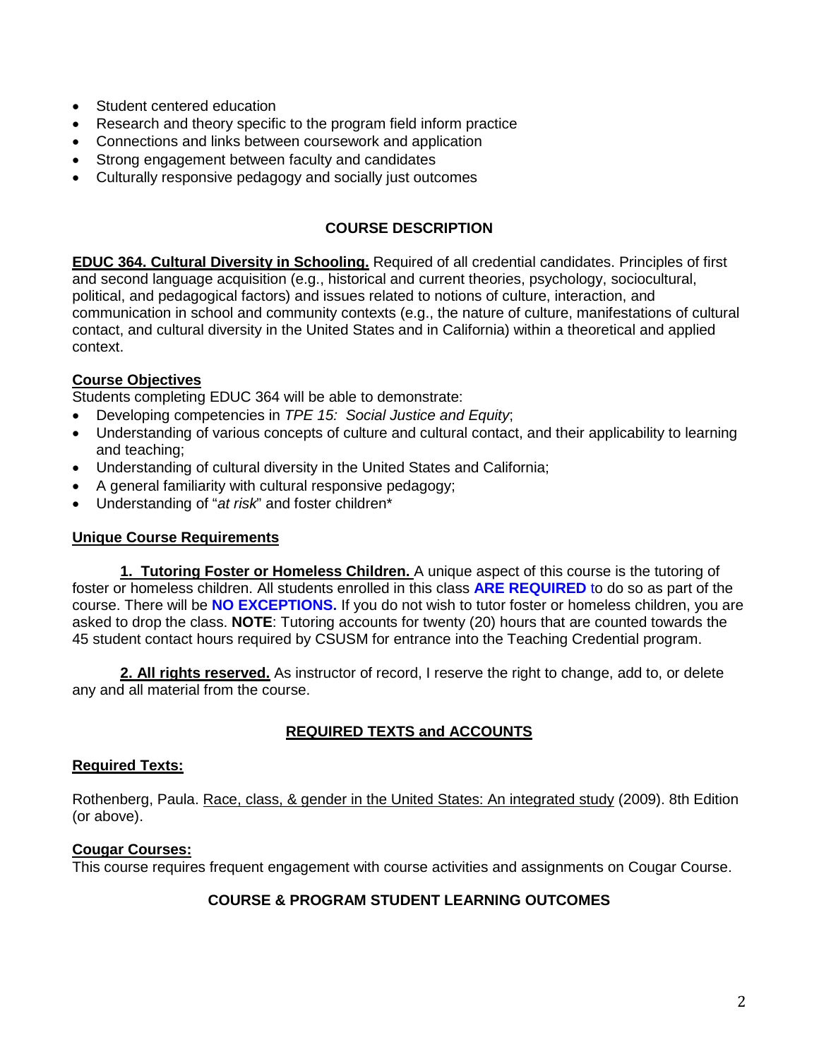- Student centered education
- Research and theory specific to the program field inform practice
- Connections and links between coursework and application
- Strong engagement between faculty and candidates
- Culturally responsive pedagogy and socially just outcomes

## COURSE DESCRIPTION

**EDUC 364. Cultural Diversity in Schooling.** Required of all credential candidates. Principles of first and second language acquisition (e.g., historical and current theories, psychology, sociocultural, political, and pedagogical factors) and issues related to notions of culture, interaction, and communication in school and community contexts (e.g., the nature of culture, manifestations of cultural contact, and cultural diversity in the United States and in California) within a theoretical and applied context.

### Course Objectives

Students completing EDUC 364 will be able to demonstrate:

- Developing competencies in *TPE 15: Social Justice and Equity*;
- Understanding of various concepts of culture and cultural contact, and their applicability to learning and teaching;
- Understanding of cultural diversity in the United States and California;
- A general familiarity with cultural responsive pedagogy;
- Understanding of "*at risk*" and foster children*

### Unique Course Requirements

**1. Tutoring Foster or Homeless Children.** A unique aspect of this course is the tutoring of foster or homeless children. All students enrolled in this class **ARE REQUIRED** to do so as part of the course. There will be **NO EXCEPTIONS.** If you do not wish to tutor foster or homeless children, you are asked to drop the class. **NOTE**: Tutoring accounts for twenty (20) hours that are counted towards the 45 student contact hours required by CSUSM for entrance into the Teaching Credential program.

**2. All rights reserved.** As instructor of record, I reserve the right to change, add to, or delete any and all material from the course.

## REQUIRED TEXTS and ACCOUNTS

### Required Texts:

Rothenberg, Paula. Race, class, & gender in the United States: An integrated study (2009). 8th Edition (or above).

### Cougar Courses:

This course requires frequent engagement with course activities and assignments on Cougar Course.

## COURSE & PROGRAM STUDENT LEARNING OUTCOMES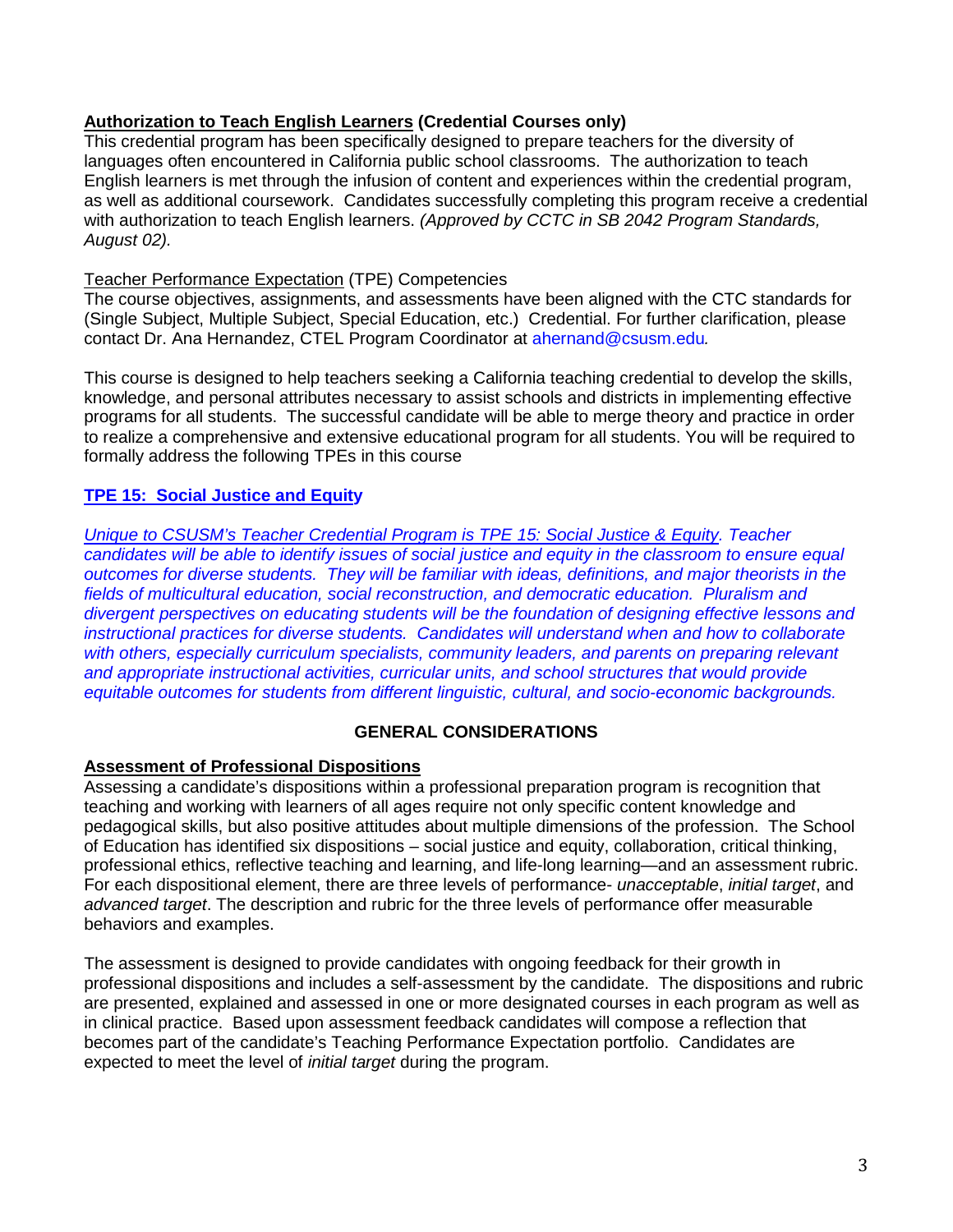**Authorization to Teach English Learners (Credential Courses only)**
This credential program has been specifically designed to prepare teachers for the diversity of languages often encountered in California public school classrooms. The authorization to teach English learners is met through the infusion of content and experiences within the credential program, as well as additional coursework. Candidates successfully completing this program receive a credential with authorization to teach English learners. *(Approved by CCTC in SB 2042 Program Standards, August 02).*

Teacher Performance Expectation (TPE) Competencies
The course objectives, assignments, and assessments have been aligned with the CTC standards for (Single Subject, Multiple Subject, Special Education, etc.) Credential. For further clarification, please contact Dr. Ana Hernandez, CTEL Program Coordinator at ahernand@csusm.edu.

This course is designed to help teachers seeking a California teaching credential to develop the skills, knowledge, and personal attributes necessary to assist schools and districts in implementing effective programs for all students. The successful candidate will be able to merge theory and practice in order to realize a comprehensive and extensive educational program for all students. You will be required to formally address the following TPEs in this course

**TPE 15: Social Justice and Equity**

*Unique to CSUSM's Teacher Credential Program is TPE 15: Social Justice & Equity. Teacher candidates will be able to identify issues of social justice and equity in the classroom to ensure equal outcomes for diverse students. They will be familiar with ideas, definitions, and major theorists in the fields of multicultural education, social reconstruction, and democratic education. Pluralism and divergent perspectives on educating students will be the foundation of designing effective lessons and instructional practices for diverse students. Candidates will understand when and how to collaborate with others, especially curriculum specialists, community leaders, and parents on preparing relevant and appropriate instructional activities, curricular units, and school structures that would provide equitable outcomes for students from different linguistic, cultural, and socio-economic backgrounds.*

## GENERAL CONSIDERATIONS

**Assessment of Professional Dispositions**
Assessing a candidate's dispositions within a professional preparation program is recognition that teaching and working with learners of all ages require not only specific content knowledge and pedagogical skills, but also positive attitudes about multiple dimensions of the profession. The School of Education has identified six dispositions – social justice and equity, collaboration, critical thinking, professional ethics, reflective teaching and learning, and life-long learning—and an assessment rubric. For each dispositional element, there are three levels of performance- *unacceptable*, *initial target*, and *advanced target*. The description and rubric for the three levels of performance offer measurable behaviors and examples.

The assessment is designed to provide candidates with ongoing feedback for their growth in professional dispositions and includes a self-assessment by the candidate. The dispositions and rubric are presented, explained and assessed in one or more designated courses in each program as well as in clinical practice. Based upon assessment feedback candidates will compose a reflection that becomes part of the candidate's Teaching Performance Expectation portfolio. Candidates are expected to meet the level of *initial target* during the program.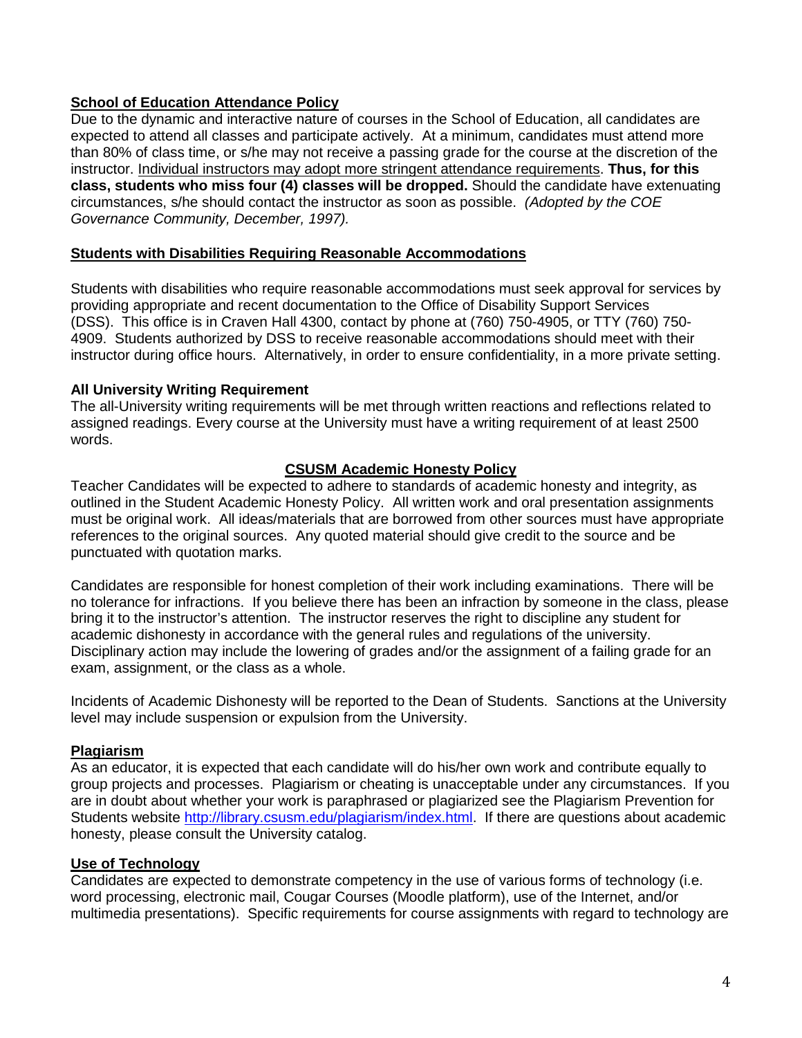**School of Education Attendance Policy**

Due to the dynamic and interactive nature of courses in the School of Education, all candidates are expected to attend all classes and participate actively. At a minimum, candidates must attend more than 80% of class time, or s/he may not receive a passing grade for the course at the discretion of the instructor. Individual instructors may adopt more stringent attendance requirements. **Thus, for this class, students who miss four (4) classes will be dropped.** Should the candidate have extenuating circumstances, s/he should contact the instructor as soon as possible. *(Adopted by the COE Governance Community, December, 1997).*

**Students with Disabilities Requiring Reasonable Accommodations**

Students with disabilities who require reasonable accommodations must seek approval for services by providing appropriate and recent documentation to the Office of Disability Support Services (DSS). This office is in Craven Hall 4300, contact by phone at (760) 750-4905, or TTY (760) 750-4909. Students authorized by DSS to receive reasonable accommodations should meet with their instructor during office hours. Alternatively, in order to ensure confidentiality, in a more private setting.

**All University Writing Requirement**

The all-University writing requirements will be met through written reactions and reflections related to assigned readings. Every course at the University must have a writing requirement of at least 2500 words.

**CSUSM Academic Honesty Policy**

Teacher Candidates will be expected to adhere to standards of academic honesty and integrity, as outlined in the Student Academic Honesty Policy. All written work and oral presentation assignments must be original work. All ideas/materials that are borrowed from other sources must have appropriate references to the original sources. Any quoted material should give credit to the source and be punctuated with quotation marks.

Candidates are responsible for honest completion of their work including examinations. There will be no tolerance for infractions. If you believe there has been an infraction by someone in the class, please bring it to the instructor's attention. The instructor reserves the right to discipline any student for academic dishonesty in accordance with the general rules and regulations of the university. Disciplinary action may include the lowering of grades and/or the assignment of a failing grade for an exam, assignment, or the class as a whole.

Incidents of Academic Dishonesty will be reported to the Dean of Students. Sanctions at the University level may include suspension or expulsion from the University.

**Plagiarism**

As an educator, it is expected that each candidate will do his/her own work and contribute equally to group projects and processes. Plagiarism or cheating is unacceptable under any circumstances. If you are in doubt about whether your work is paraphrased or plagiarized see the Plagiarism Prevention for Students website http://library.csusm.edu/plagiarism/index.html. If there are questions about academic honesty, please consult the University catalog.

**Use of Technology**

Candidates are expected to demonstrate competency in the use of various forms of technology (i.e. word processing, electronic mail, Cougar Courses (Moodle platform), use of the Internet, and/or multimedia presentations). Specific requirements for course assignments with regard to technology are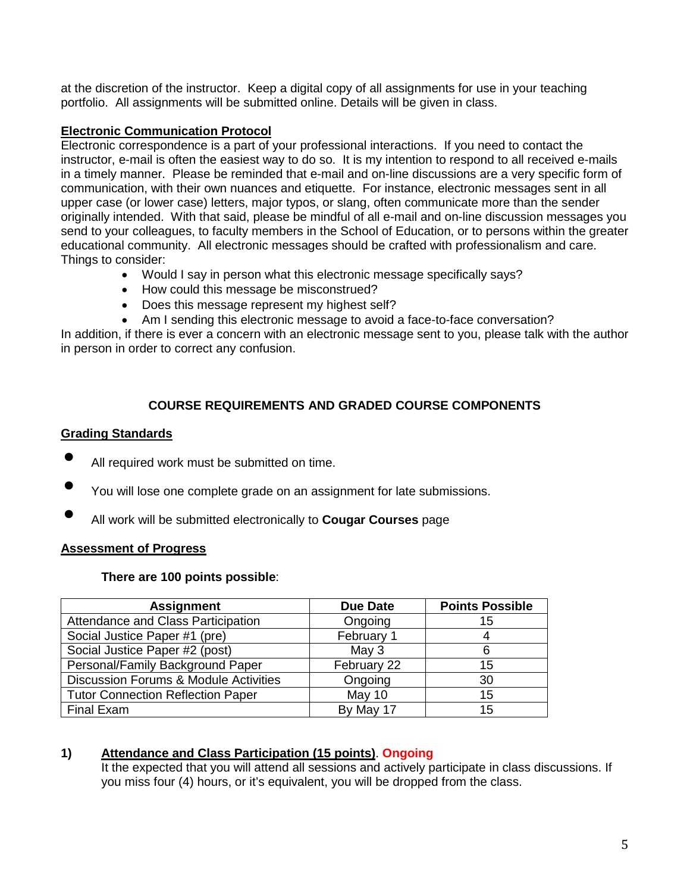at the discretion of the instructor. Keep a digital copy of all assignments for use in your teaching portfolio. All assignments will be submitted online. Details will be given in class.

**Electronic Communication Protocol**

Electronic correspondence is a part of your professional interactions. If you need to contact the instructor, e-mail is often the easiest way to do so. It is my intention to respond to all received e-mails in a timely manner. Please be reminded that e-mail and on-line discussions are a very specific form of communication, with their own nuances and etiquette. For instance, electronic messages sent in all upper case (or lower case) letters, major typos, or slang, often communicate more than the sender originally intended. With that said, please be mindful of all e-mail and on-line discussion messages you send to your colleagues, to faculty members in the School of Education, or to persons within the greater educational community. All electronic messages should be crafted with professionalism and care. Things to consider:

- Would I say in person what this electronic message specifically says?
- How could this message be misconstrued?
- Does this message represent my highest self?
- Am I sending this electronic message to avoid a face-to-face conversation?

In addition, if there is ever a concern with an electronic message sent to you, please talk with the author in person in order to correct any confusion.

## COURSE REQUIREMENTS AND GRADED COURSE COMPONENTS

**Grading Standards**

- All required work must be submitted on time.
- You will lose one complete grade on an assignment for late submissions.
- All work will be submitted electronically to **Cougar Courses** page

**Assessment of Progress**

**There are 100 points possible**:

| Assignment | Due Date | Points Possible |
|---|---|---|
| Attendance and Class Participation | Ongoing | 15 |
| Social Justice Paper #1 (pre) | February 1 | 4 |
| Social Justice Paper #2 (post) | May 3 | 6 |
| Personal/Family Background Paper | February 22 | 15 |
| Discussion Forums & Module Activities | Ongoing | 30 |
| Tutor Connection Reflection Paper | May 10 | 15 |
| Final Exam | By May 17 | 15 |

**1) Attendance and Class Participation (15 points)**. **Ongoing**

It the expected that you will attend all sessions and actively participate in class discussions. If you miss four (4) hours, or it's equivalent, you will be dropped from the class.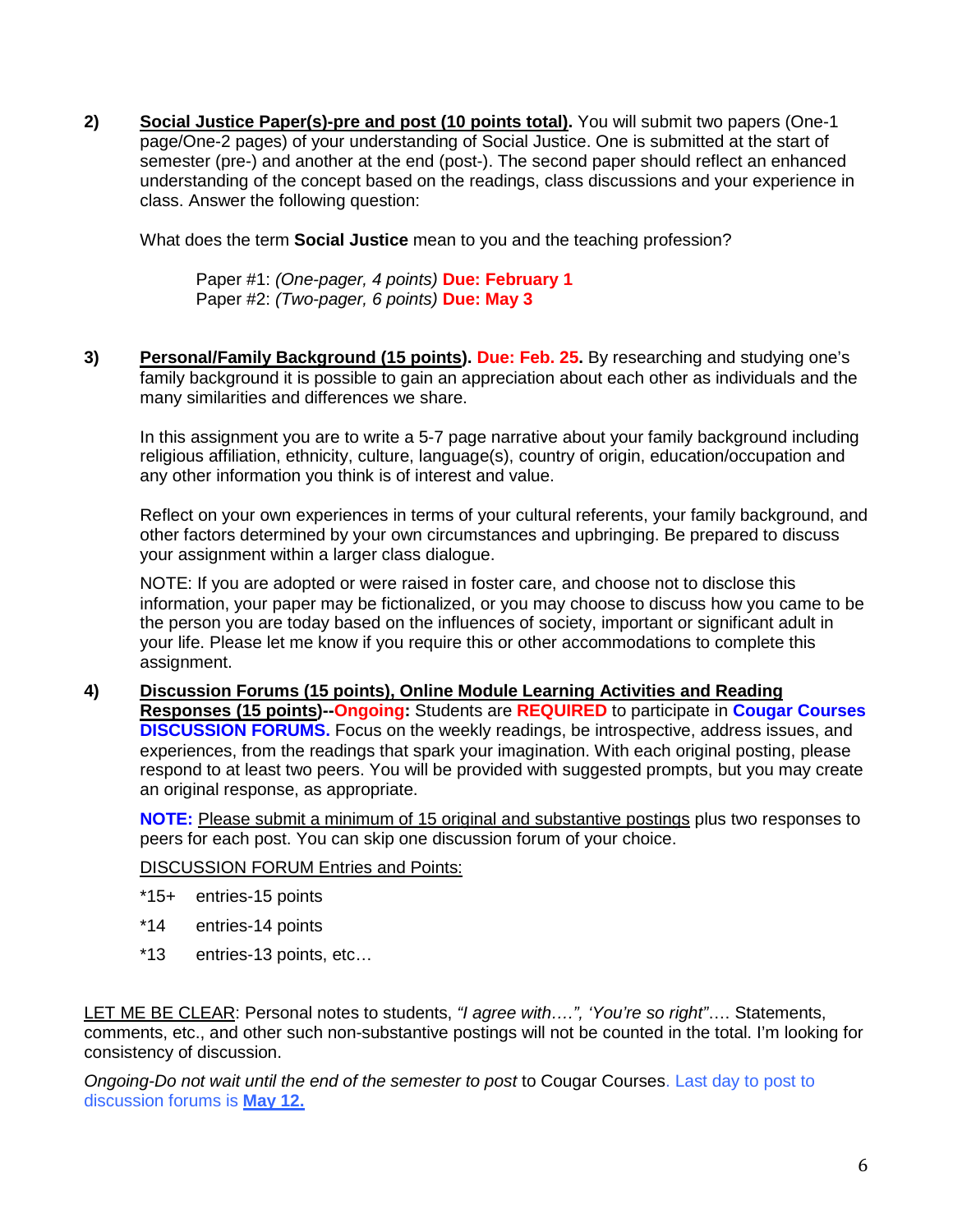2) **Social Justice Paper(s)-pre and post (10 points total).** You will submit two papers (One-1 page/One-2 pages) of your understanding of Social Justice. One is submitted at the start of semester (pre-) and another at the end (post-). The second paper should reflect an enhanced understanding of the concept based on the readings, class discussions and your experience in class. Answer the following question:

   What does the term **Social Justice** mean to you and the teaching profession?

   Paper #1: *(One-pager, 4 points)* **Due: February 1**
   Paper #2: *(Two-pager, 6 points)* **Due: May 3**

3) **Personal/Family Background (15 points). Due: Feb. 25.** By researching and studying one's family background it is possible to gain an appreciation about each other as individuals and the many similarities and differences we share.

   In this assignment you are to write a 5-7 page narrative about your family background including religious affiliation, ethnicity, culture, language(s), country of origin, education/occupation and any other information you think is of interest and value.

   Reflect on your own experiences in terms of your cultural referents, your family background, and other factors determined by your own circumstances and upbringing. Be prepared to discuss your assignment within a larger class dialogue.

   NOTE: If you are adopted or were raised in foster care, and choose not to disclose this information, your paper may be fictionalized, or you may choose to discuss how you came to be the person you are today based on the influences of society, important or significant adult in your life. Please let me know if you require this or other accommodations to complete this assignment.

4) **Discussion Forums (15 points), Online Module Learning Activities and Reading Responses (15 points)--Ongoing:** Students are **REQUIRED** to participate in **Cougar Courses DISCUSSION FORUMS.** Focus on the weekly readings, be introspective, address issues, and experiences, from the readings that spark your imagination. With each original posting, please respond to at least two peers. You will be provided with suggested prompts, but you may create an original response, as appropriate.

   **NOTE:** Please submit a minimum of 15 original and substantive postings plus two responses to peers for each post. You can skip one discussion forum of your choice.

   DISCUSSION FORUM Entries and Points:

   *15+ entries-15 points

   *14 entries-14 points

   *13 entries-13 points, etc…

LET ME BE CLEAR: Personal notes to students, *"I agree with….", 'You're so right"*…. Statements, comments, etc., and other such non-substantive postings will not be counted in the total. I'm looking for consistency of discussion.

*Ongoing-Do not wait until the end of the semester to post* to Cougar Courses. Last day to post to discussion forums is **May 12.**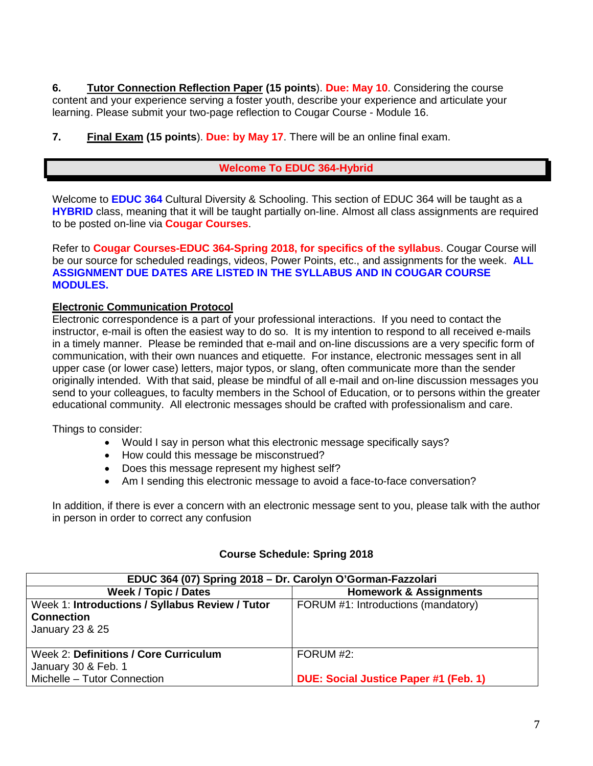6. **Tutor Connection Reflection Paper (15 points)**. **Due: May 10**. Considering the course content and your experience serving a foster youth, describe your experience and articulate your learning. Please submit your two-page reflection to Cougar Course - Module 16.

7. **Final Exam (15 points)**. **Due: by May 17**. There will be an online final exam.

## Welcome To EDUC 364-Hybrid

Welcome to **EDUC 364** Cultural Diversity & Schooling. This section of EDUC 364 will be taught as a **HYBRID** class, meaning that it will be taught partially on-line. Almost all class assignments are required to be posted on-line via **Cougar Courses**.

Refer to **Cougar Courses-EDUC 364-Spring 2018, for specifics of the syllabus**. Cougar Course will be our source for scheduled readings, videos, Power Points, etc., and assignments for the week. **ALL ASSIGNMENT DUE DATES ARE LISTED IN THE SYLLABUS AND IN COUGAR COURSE MODULES.**

**Electronic Communication Protocol**

Electronic correspondence is a part of your professional interactions. If you need to contact the instructor, e-mail is often the easiest way to do so. It is my intention to respond to all received e-mails in a timely manner. Please be reminded that e-mail and on-line discussions are a very specific form of communication, with their own nuances and etiquette. For instance, electronic messages sent in all upper case (or lower case) letters, major typos, or slang, often communicate more than the sender originally intended. With that said, please be mindful of all e-mail and on-line discussion messages you send to your colleagues, to faculty members in the School of Education, or to persons within the greater educational community. All electronic messages should be crafted with professionalism and care.

Things to consider:

- Would I say in person what this electronic message specifically says?
- How could this message be misconstrued?
- Does this message represent my highest self?
- Am I sending this electronic message to avoid a face-to-face conversation?

In addition, if there is ever a concern with an electronic message sent to you, please talk with the author in person in order to correct any confusion

**Course Schedule: Spring 2018**

| EDUC 364 (07) Spring 2018 – Dr. Carolyn O'Gorman-Fazzolari | |
|---|---|
| **Week / Topic / Dates** | **Homework & Assignments** |
| Week 1: **Introductions / Syllabus Review / Tutor Connection**<br>January 23 & 25 | FORUM #1: Introductions (mandatory) |
| Week 2: **Definitions / Core Curriculum**<br>January 30 & Feb. 1<br>Michelle – Tutor Connection | FORUM #2:<br><br>**DUE: Social Justice Paper #1 (Feb. 1)** |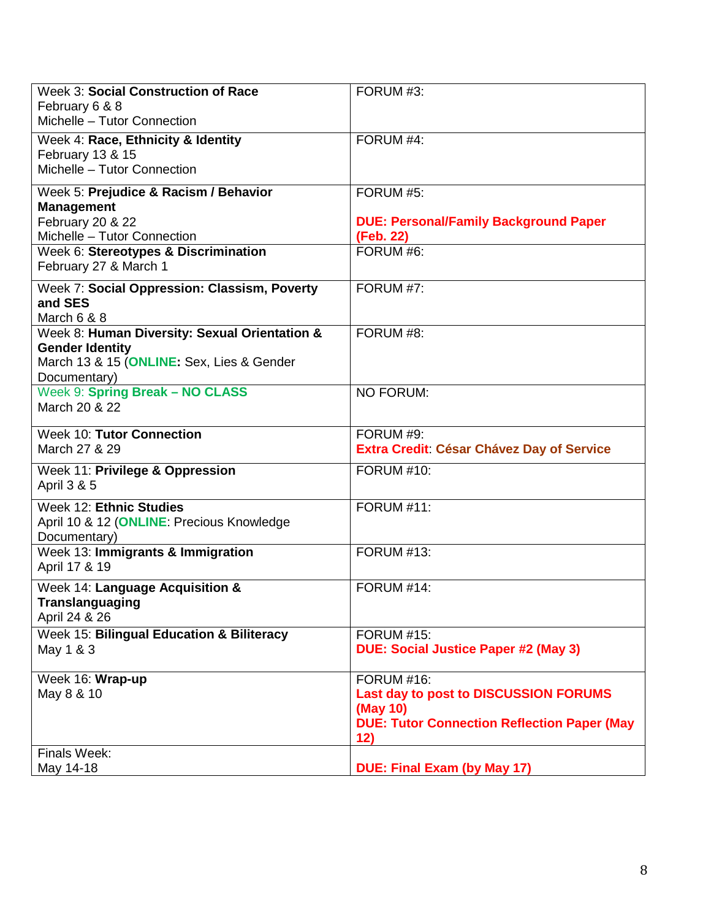| | |
|---|---|
| Week 3: **Social Construction of Race**<br>February 6 & 8<br>Michelle – Tutor Connection | FORUM #3: |
| Week 4: **Race, Ethnicity & Identity**<br>February 13 & 15<br>Michelle – Tutor Connection | FORUM #4: |
| Week 5: **Prejudice & Racism / Behavior Management**<br>February 20 & 22<br>Michelle – Tutor Connection | FORUM #5:<br><br>**DUE: Personal/Family Background Paper (Feb. 22)** |
| Week 6: **Stereotypes & Discrimination**<br>February 27 & March 1 | FORUM #6: |
| Week 7: **Social Oppression: Classism, Poverty and SES**<br>March 6 & 8 | FORUM #7: |
| Week 8: **Human Diversity: Sexual Orientation & Gender Identity**<br>March 13 & 15 (**ONLINE:** Sex, Lies & Gender Documentary) | FORUM #8: |
| Week 9: **Spring Break – NO CLASS**<br>March 20 & 22 | NO FORUM: |
| Week 10: **Tutor Connection**<br>March 27 & 29 | FORUM #9:<br>**Extra Credit**: **César Chávez Day of Service** |
| Week 11: **Privilege & Oppression**<br>April 3 & 5 | FORUM #10: |
| Week 12: **Ethnic Studies**<br>April 10 & 12 (**ONLINE**: Precious Knowledge Documentary) | FORUM #11: |
| Week 13: **Immigrants & Immigration**<br>April 17 & 19 | FORUM #13: |
| Week 14: **Language Acquisition & Translanguaging**<br>April 24 & 26 | FORUM #14: |
| Week 15: **Bilingual Education & Biliteracy**<br>May 1 & 3 | FORUM #15:<br>**DUE: Social Justice Paper #2 (May 3)** |
| Week 16: **Wrap-up**<br>May 8 & 10 | FORUM #16:<br>**Last day to post to DISCUSSION FORUMS (May 10)**<br>**DUE: Tutor Connection Reflection Paper (May 12)** |
| Finals Week:<br>May 14-18 | **DUE: Final Exam (by May 17)** |